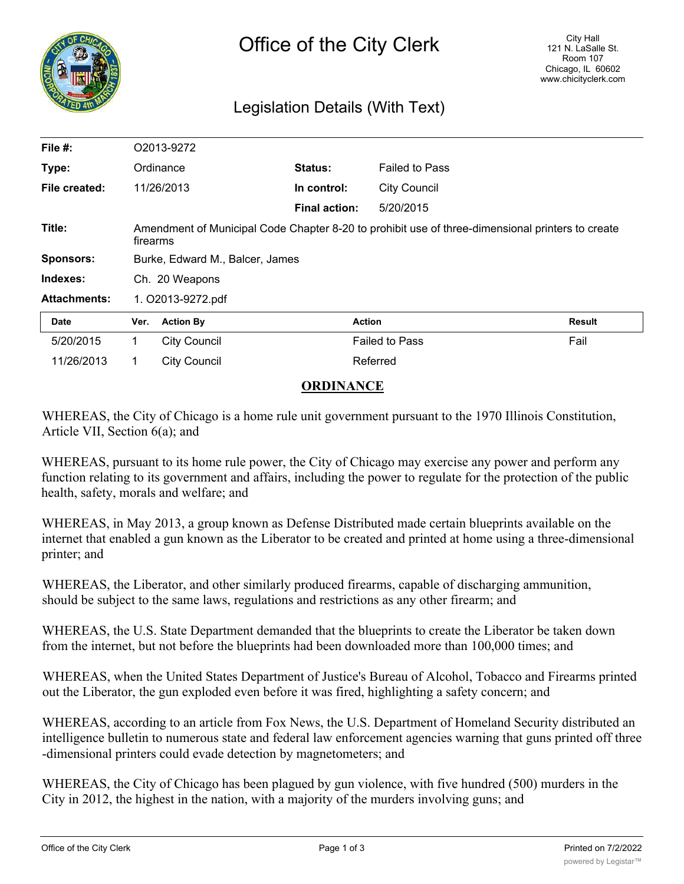# Office of the City Clerk

City Hall
121 N. LaSalle St.
Room 107
Chicago, IL 60602
www.chicityclerk.com

## Legislation Details (With Text)

| | | | |
|---|---|---|---|
| **File #:** | O2013-9272 | | |
| **Type:** | Ordinance | **Status:** | Failed to Pass |
| **File created:** | 11/26/2013 | **In control:** | City Council |
| | | **Final action:** | 5/20/2015 |
| **Title:** | Amendment of Municipal Code Chapter 8-20 to prohibit use of three-dimensional printers to create firearms | | |
| **Sponsors:** | Burke, Edward M., Balcer, James | | |
| **Indexes:** | Ch. 20 Weapons | | |
| **Attachments:** | 1. O2013-9272.pdf | | |

| Date | Ver. | Action By | Action | Result |
|---|---|---|---|---|
| 5/20/2015 | 1 | City Council | Failed to Pass | Fail |
| 11/26/2013 | 1 | City Council | Referred | |

## ORDINANCE

WHEREAS, the City of Chicago is a home rule unit government pursuant to the 1970 Illinois Constitution, Article VII, Section 6(a); and

WHEREAS, pursuant to its home rule power, the City of Chicago may exercise any power and perform any function relating to its government and affairs, including the power to regulate for the protection of the public health, safety, morals and welfare; and

WHEREAS, in May 2013, a group known as Defense Distributed made certain blueprints available on the internet that enabled a gun known as the Liberator to be created and printed at home using a three-dimensional printer; and

WHEREAS, the Liberator, and other similarly produced firearms, capable of discharging ammunition, should be subject to the same laws, regulations and restrictions as any other firearm; and

WHEREAS, the U.S. State Department demanded that the blueprints to create the Liberator be taken down from the internet, but not before the blueprints had been downloaded more than 100,000 times; and

WHEREAS, when the United States Department of Justice's Bureau of Alcohol, Tobacco and Firearms printed out the Liberator, the gun exploded even before it was fired, highlighting a safety concern; and

WHEREAS, according to an article from Fox News, the U.S. Department of Homeland Security distributed an intelligence bulletin to numerous state and federal law enforcement agencies warning that guns printed off three -dimensional printers could evade detection by magnetometers; and

WHEREAS, the City of Chicago has been plagued by gun violence, with five hundred (500) murders in the City in 2012, the highest in the nation, with a majority of the murders involving guns; and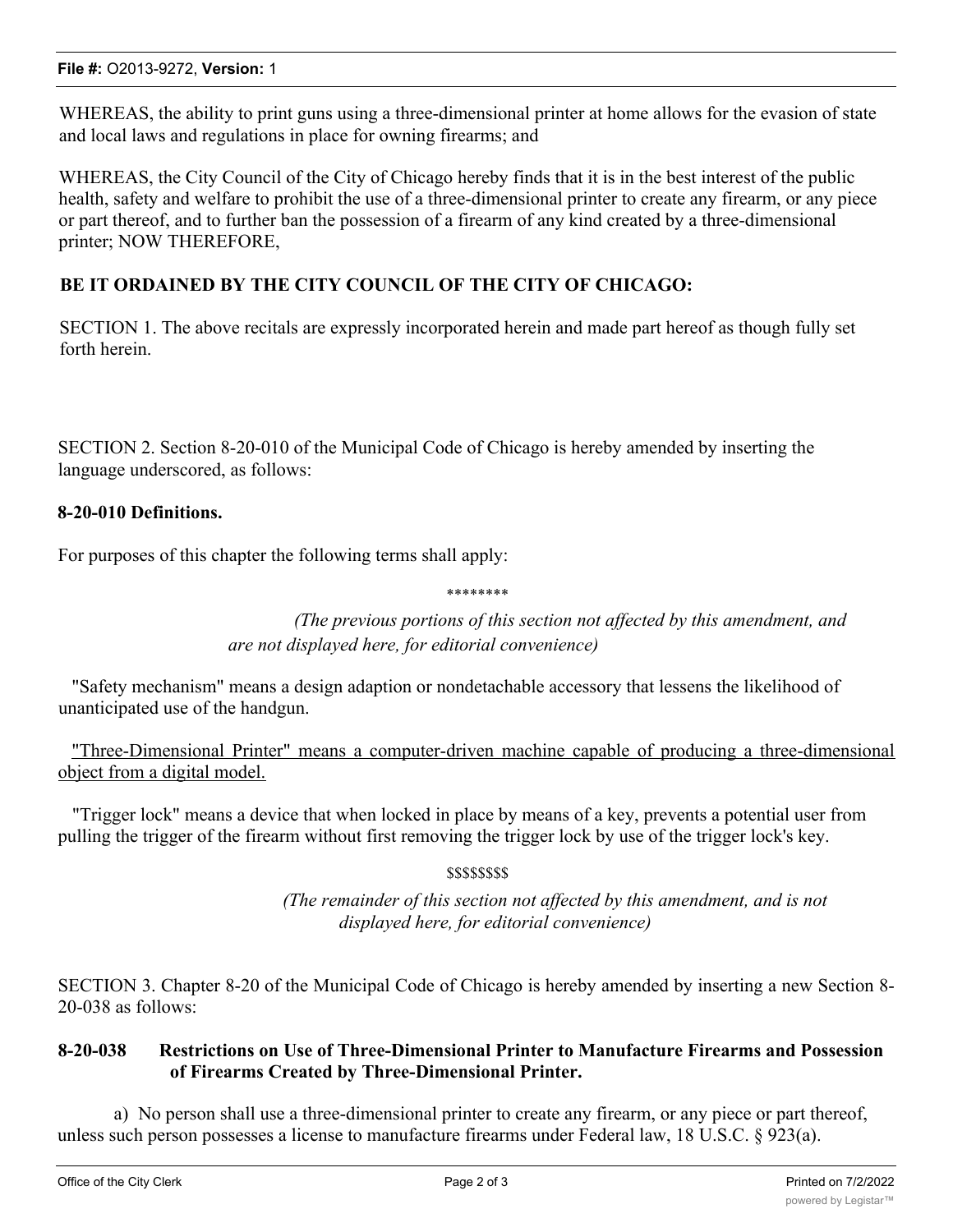WHEREAS, the ability to print guns using a three-dimensional printer at home allows for the evasion of state and local laws and regulations in place for owning firearms; and

WHEREAS, the City Council of the City of Chicago hereby finds that it is in the best interest of the public health, safety and welfare to prohibit the use of a three-dimensional printer to create any firearm, or any piece or part thereof, and to further ban the possession of a firearm of any kind created by a three-dimensional printer; NOW THEREFORE,

**BE IT ORDAINED BY THE CITY COUNCIL OF THE CITY OF CHICAGO:**

SECTION 1. The above recitals are expressly incorporated herein and made part hereof as though fully set forth herein.

SECTION 2. Section 8-20-010 of the Municipal Code of Chicago is hereby amended by inserting the language underscored, as follows:

**8-20-010 Definitions.**

For purposes of this chapter the following terms shall apply:

********

*(The previous portions of this section not affected by this amendment, and are not displayed here, for editorial convenience)*

"Safety mechanism" means a design adaption or nondetachable accessory that lessens the likelihood of unanticipated use of the handgun.

<u>"Three-Dimensional Printer" means a computer-driven machine capable of producing a three-dimensional object from a digital model.</u>

"Trigger lock" means a device that when locked in place by means of a key, prevents a potential user from pulling the trigger of the firearm without first removing the trigger lock by use of the trigger lock's key.

$$$$$$$$

*(The remainder of this section not affected by this amendment, and is not displayed here, for editorial convenience)*

SECTION 3. Chapter 8-20 of the Municipal Code of Chicago is hereby amended by inserting a new Section 8-20-038 as follows:

**8-20-038 Restrictions on Use of Three-Dimensional Printer to Manufacture Firearms and Possession of Firearms Created by Three-Dimensional Printer.**

a) No person shall use a three-dimensional printer to create any firearm, or any piece or part thereof, unless such person possesses a license to manufacture firearms under Federal law, 18 U.S.C. § 923(a).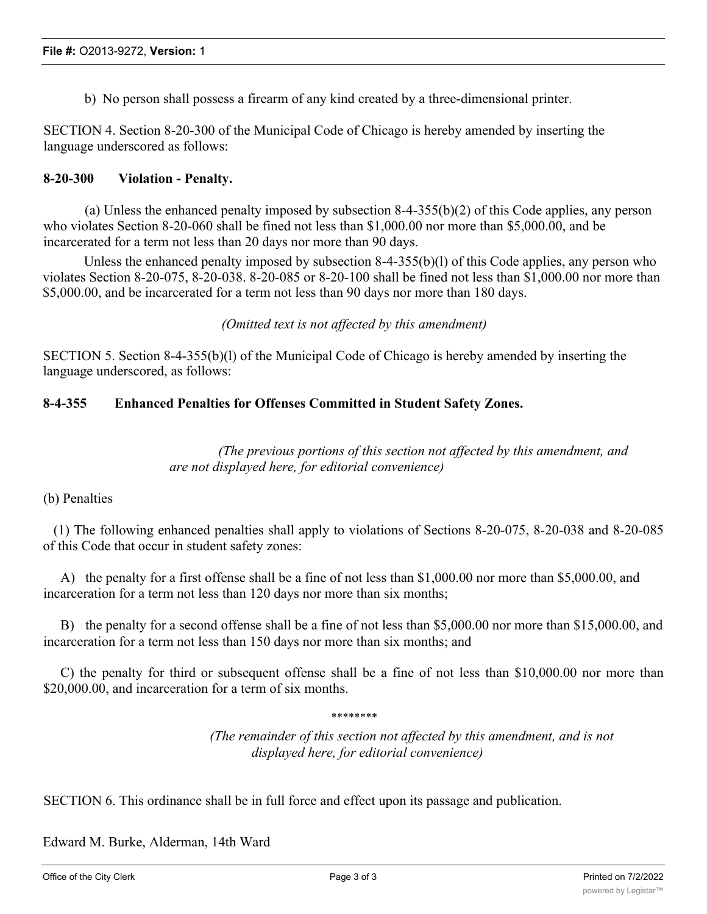b) No person shall possess a firearm of any kind created by a three-dimensional printer.

SECTION 4. Section 8-20-300 of the Municipal Code of Chicago is hereby amended by inserting the language underscored as follows:

**8-20-300 Violation - Penalty.**

(a) Unless the enhanced penalty imposed by subsection 8-4-355(b)(2) of this Code applies, any person who violates Section 8-20-060 shall be fined not less than $1,000.00 nor more than $5,000.00, and be incarcerated for a term not less than 20 days nor more than 90 days.

Unless the enhanced penalty imposed by subsection 8-4-355(b)(l) of this Code applies, any person who violates Section 8-20-075, 8-20-038. 8-20-085 or 8-20-100 shall be fined not less than $1,000.00 nor more than $5,000.00, and be incarcerated for a term not less than 90 days nor more than 180 days.

*(Omitted text is not affected by this amendment)*

SECTION 5. Section 8-4-355(b)(l) of the Municipal Code of Chicago is hereby amended by inserting the language underscored, as follows:

**8-4-355 Enhanced Penalties for Offenses Committed in Student Safety Zones.**

*(The previous portions of this section not affected by this amendment, and are not displayed here, for editorial convenience)*

(b) Penalties

(1) The following enhanced penalties shall apply to violations of Sections 8-20-075, 8-20-038 and 8-20-085 of this Code that occur in student safety zones:

A) the penalty for a first offense shall be a fine of not less than $1,000.00 nor more than $5,000.00, and incarceration for a term not less than 120 days nor more than six months;

B) the penalty for a second offense shall be a fine of not less than $5,000.00 nor more than $15,000.00, and incarceration for a term not less than 150 days nor more than six months; and

C) the penalty for third or subsequent offense shall be a fine of not less than $10,000.00 nor more than $20,000.00, and incarceration for a term of six months.

********

*(The remainder of this section not affected by this amendment, and is not displayed here, for editorial convenience)*

SECTION 6. This ordinance shall be in full force and effect upon its passage and publication.

Edward M. Burke, Alderman, 14th Ward